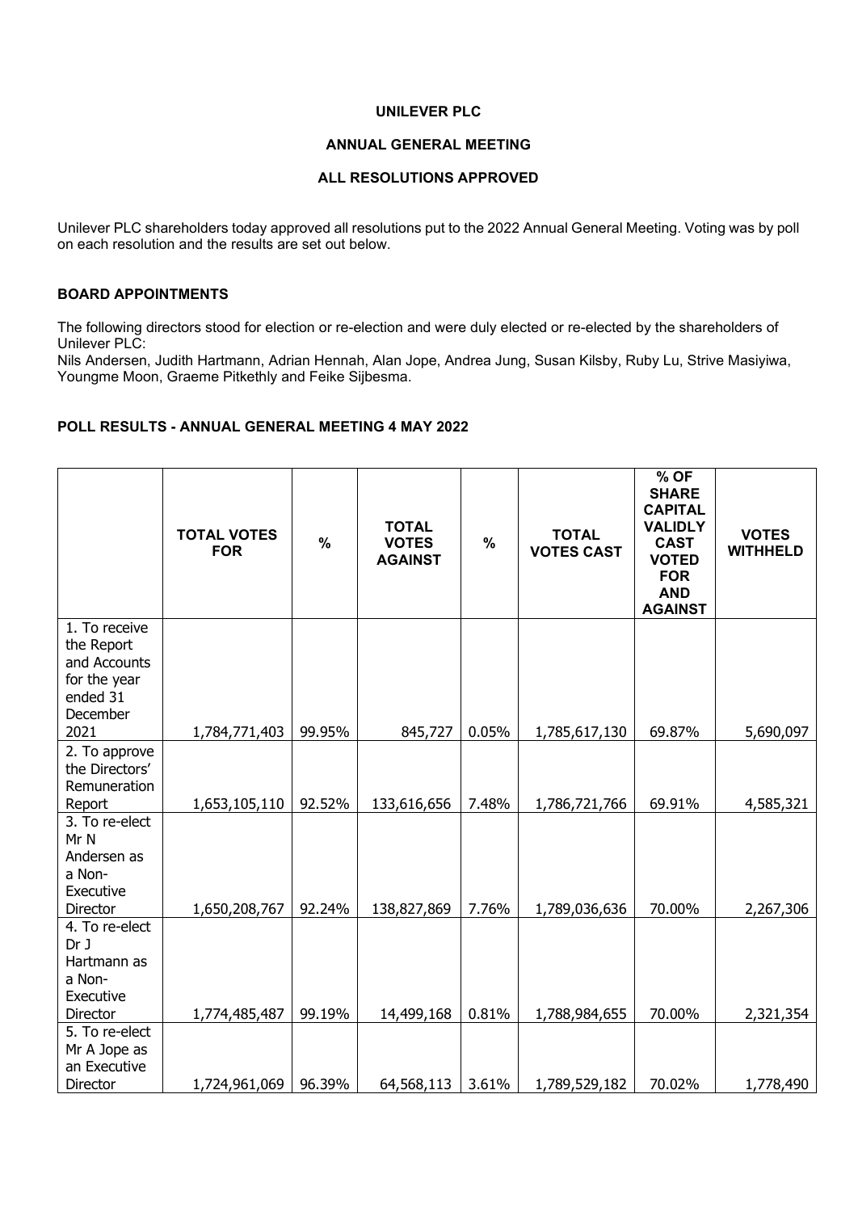# UNILEVER PLC

## ANNUAL GENERAL MEETING

## ALL RESOLUTIONS APPROVED

Unilever PLC shareholders today approved all resolutions put to the 2022 Annual General Meeting. Voting was by poll on each resolution and the results are set out below.

### BOARD APPOINTMENTS

The following directors stood for election or re-election and were duly elected or re-elected by the shareholders of Unilever PLC:
Nils Andersen, Judith Hartmann, Adrian Hennah, Alan Jope, Andrea Jung, Susan Kilsby, Ruby Lu, Strive Masiyiwa, Youngme Moon, Graeme Pitkethly and Feike Sijbesma.

### POLL RESULTS - ANNUAL GENERAL MEETING 4 MAY 2022

| | TOTAL VOTES FOR | % | TOTAL VOTES AGAINST | % | TOTAL VOTES CAST | % OF SHARE CAPITAL VALIDLY CAST VOTED FOR AND AGAINST | VOTES WITHHELD |
|---|---|---|---|---|---|---|---|
| 1. To receive the Report and Accounts for the year ended 31 December 2021 | 1,784,771,403 | 99.95% | 845,727 | 0.05% | 1,785,617,130 | 69.87% | 5,690,097 |
| 2. To approve the Directors' Remuneration Report | 1,653,105,110 | 92.52% | 133,616,656 | 7.48% | 1,786,721,766 | 69.91% | 4,585,321 |
| 3. To re-elect Mr N Andersen as a Non-Executive Director | 1,650,208,767 | 92.24% | 138,827,869 | 7.76% | 1,789,036,636 | 70.00% | 2,267,306 |
| 4. To re-elect Dr J Hartmann as a Non-Executive Director | 1,774,485,487 | 99.19% | 14,499,168 | 0.81% | 1,788,984,655 | 70.00% | 2,321,354 |
| 5. To re-elect Mr A Jope as an Executive Director | 1,724,961,069 | 96.39% | 64,568,113 | 3.61% | 1,789,529,182 | 70.02% | 1,778,490 |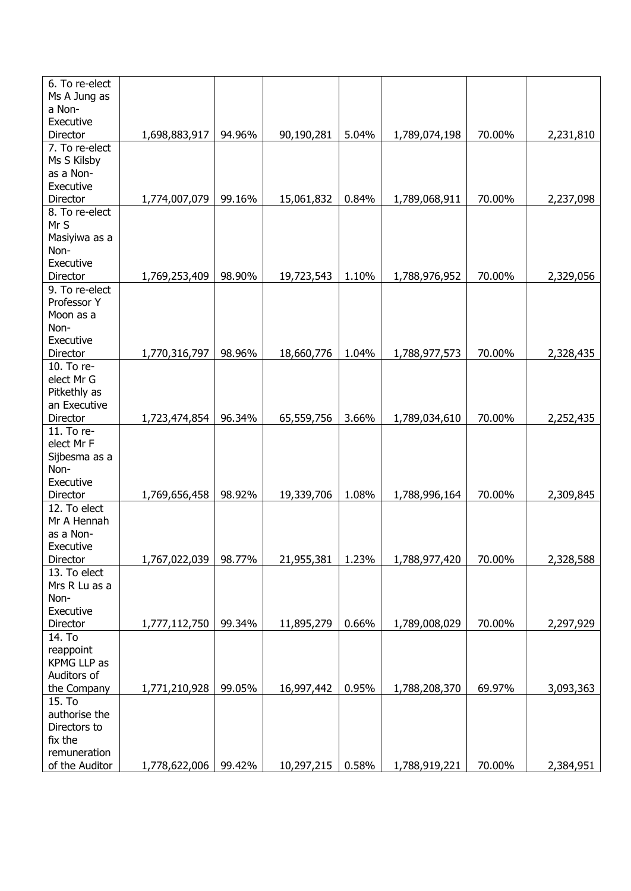| 6. To re-elect Ms A Jung as a Non-Executive Director | 1,698,883,917 | 94.96% | 90,190,281 | 5.04% | 1,789,074,198 | 70.00% | 2,231,810 |
|---|---|---|---|---|---|---|---|
| 7. To re-elect Ms S Kilsby as a Non-Executive Director | 1,774,007,079 | 99.16% | 15,061,832 | 0.84% | 1,789,068,911 | 70.00% | 2,237,098 |
| 8. To re-elect Mr S Masiyiwa as a Non-Executive Director | 1,769,253,409 | 98.90% | 19,723,543 | 1.10% | 1,788,976,952 | 70.00% | 2,329,056 |
| 9. To re-elect Professor Y Moon as a Non-Executive Director | 1,770,316,797 | 98.96% | 18,660,776 | 1.04% | 1,788,977,573 | 70.00% | 2,328,435 |
| 10. To re-elect Mr G Pitkethly as an Executive Director | 1,723,474,854 | 96.34% | 65,559,756 | 3.66% | 1,789,034,610 | 70.00% | 2,252,435 |
| 11. To re-elect Mr F Sijbesma as a Non-Executive Director | 1,769,656,458 | 98.92% | 19,339,706 | 1.08% | 1,788,996,164 | 70.00% | 2,309,845 |
| 12. To elect Mr A Hennah as a Non-Executive Director | 1,767,022,039 | 98.77% | 21,955,381 | 1.23% | 1,788,977,420 | 70.00% | 2,328,588 |
| 13. To elect Mrs R Lu as a Non-Executive Director | 1,777,112,750 | 99.34% | 11,895,279 | 0.66% | 1,789,008,029 | 70.00% | 2,297,929 |
| 14. To reappoint KPMG LLP as Auditors of the Company | 1,771,210,928 | 99.05% | 16,997,442 | 0.95% | 1,788,208,370 | 69.97% | 3,093,363 |
| 15. To authorise the Directors to fix the remuneration of the Auditor | 1,778,622,006 | 99.42% | 10,297,215 | 0.58% | 1,788,919,221 | 70.00% | 2,384,951 |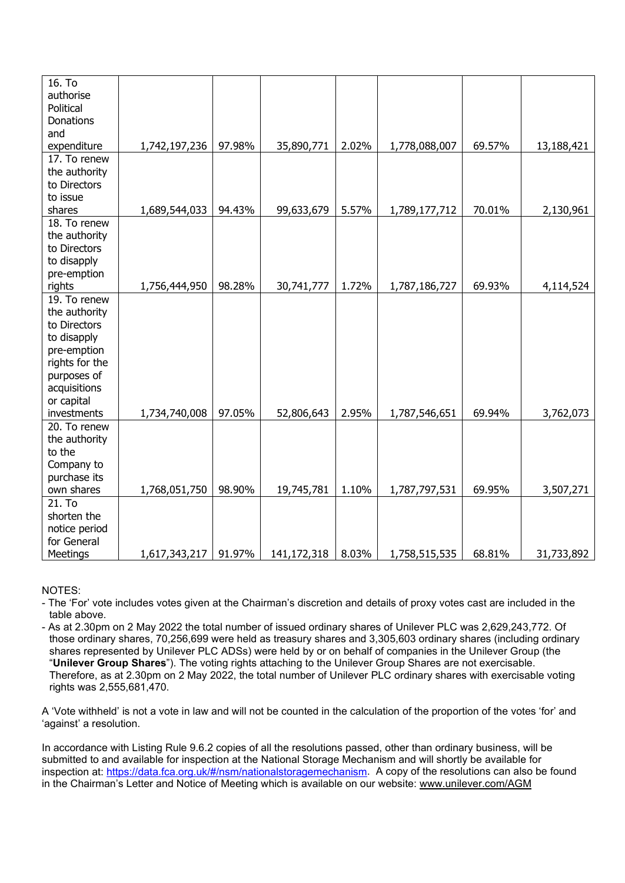| | | | | | | | |
|---|---|---|---|---|---|---|---|
| 16. To authorise Political Donations and expenditure | 1,742,197,236 | 97.98% | 35,890,771 | 2.02% | 1,778,088,007 | 69.57% | 13,188,421 |
| 17. To renew the authority to Directors to issue shares | 1,689,544,033 | 94.43% | 99,633,679 | 5.57% | 1,789,177,712 | 70.01% | 2,130,961 |
| 18. To renew the authority to Directors to disapply pre-emption rights | 1,756,444,950 | 98.28% | 30,741,777 | 1.72% | 1,787,186,727 | 69.93% | 4,114,524 |
| 19. To renew the authority to Directors to disapply pre-emption rights for the purposes of acquisitions or capital investments | 1,734,740,008 | 97.05% | 52,806,643 | 2.95% | 1,787,546,651 | 69.94% | 3,762,073 |
| 20. To renew the authority to the Company to purchase its own shares | 1,768,051,750 | 98.90% | 19,745,781 | 1.10% | 1,787,797,531 | 69.95% | 3,507,271 |
| 21. To shorten the notice period for General Meetings | 1,617,343,217 | 91.97% | 141,172,318 | 8.03% | 1,758,515,535 | 68.81% | 31,733,892 |

NOTES:

- The 'For' vote includes votes given at the Chairman's discretion and details of proxy votes cast are included in the table above.
- As at 2.30pm on 2 May 2022 the total number of issued ordinary shares of Unilever PLC was 2,629,243,772. Of those ordinary shares, 70,256,699 were held as treasury shares and 3,305,603 ordinary shares (including ordinary shares represented by Unilever PLC ADSs) were held by or on behalf of companies in the Unilever Group (the "**Unilever Group Shares**"). The voting rights attaching to the Unilever Group Shares are not exercisable. Therefore, as at 2.30pm on 2 May 2022, the total number of Unilever PLC ordinary shares with exercisable voting rights was 2,555,681,470.

A 'Vote withheld' is not a vote in law and will not be counted in the calculation of the proportion of the votes 'for' and 'against' a resolution.

In accordance with Listing Rule 9.6.2 copies of all the resolutions passed, other than ordinary business, will be submitted to and available for inspection at the National Storage Mechanism and will shortly be available for inspection at: https://data.fca.org.uk/#/nsm/nationalstoragemechanism. A copy of the resolutions can also be found in the Chairman's Letter and Notice of Meeting which is available on our website: www.unilever.com/AGM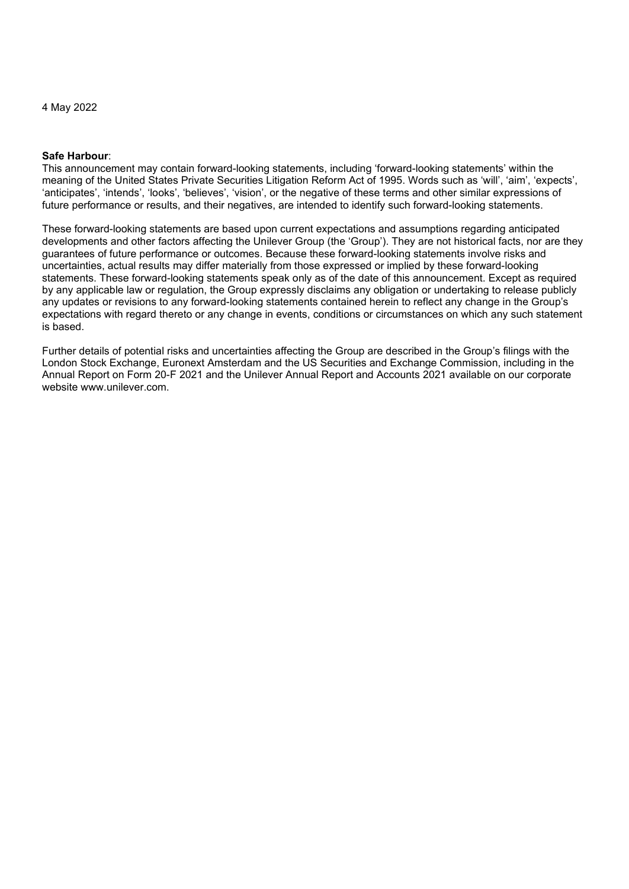4 May 2022

**Safe Harbour**:
This announcement may contain forward-looking statements, including 'forward-looking statements' within the meaning of the United States Private Securities Litigation Reform Act of 1995. Words such as 'will', 'aim', 'expects', 'anticipates', 'intends', 'looks', 'believes', 'vision', or the negative of these terms and other similar expressions of future performance or results, and their negatives, are intended to identify such forward-looking statements.

These forward-looking statements are based upon current expectations and assumptions regarding anticipated developments and other factors affecting the Unilever Group (the 'Group'). They are not historical facts, nor are they guarantees of future performance or outcomes. Because these forward-looking statements involve risks and uncertainties, actual results may differ materially from those expressed or implied by these forward-looking statements. These forward-looking statements speak only as of the date of this announcement. Except as required by any applicable law or regulation, the Group expressly disclaims any obligation or undertaking to release publicly any updates or revisions to any forward-looking statements contained herein to reflect any change in the Group's expectations with regard thereto or any change in events, conditions or circumstances on which any such statement is based.

Further details of potential risks and uncertainties affecting the Group are described in the Group's filings with the London Stock Exchange, Euronext Amsterdam and the US Securities and Exchange Commission, including in the Annual Report on Form 20-F 2021 and the Unilever Annual Report and Accounts 2021 available on our corporate website www.unilever.com.